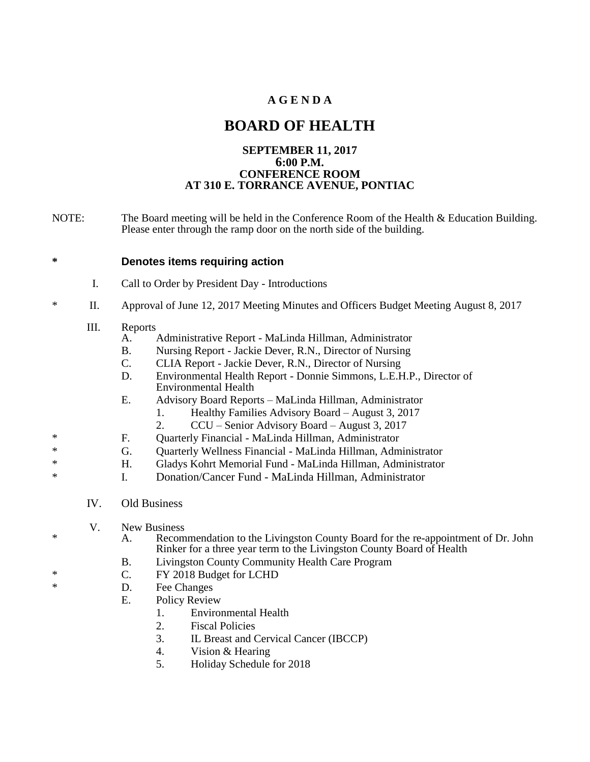**A G E N D A**

# BOARD OF HEALTH

**SEPTEMBER 11, 2017**
**6:00 P.M.**
**CONFERENCE ROOM**
**AT 310 E. TORRANCE AVENUE, PONTIAC**

NOTE: The Board meeting will be held in the Conference Room of the Health & Education Building. Please enter through the ramp door on the north side of the building.

**\*** **Denotes items requiring action**

I. Call to Order by President Day - Introductions

\* II. Approval of June 12, 2017 Meeting Minutes and Officers Budget Meeting August 8, 2017

III. Reports
- A. Administrative Report - MaLinda Hillman, Administrator
- B. Nursing Report - Jackie Dever, R.N., Director of Nursing
- C. CLIA Report - Jackie Dever, R.N., Director of Nursing
- D. Environmental Health Report - Donnie Simmons, L.E.H.P., Director of Environmental Health
- E. Advisory Board Reports – MaLinda Hillman, Administrator
  1. Healthy Families Advisory Board – August 3, 2017
  2. CCU – Senior Advisory Board – August 3, 2017
- \* F. Quarterly Financial - MaLinda Hillman, Administrator
- \* G. Quarterly Wellness Financial - MaLinda Hillman, Administrator
- \* H. Gladys Kohrt Memorial Fund - MaLinda Hillman, Administrator
- \* I. Donation/Cancer Fund - MaLinda Hillman, Administrator

IV. Old Business

V. New Business
- \* A. Recommendation to the Livingston County Board for the re-appointment of Dr. John Rinker for a three year term to the Livingston County Board of Health
- B. Livingston County Community Health Care Program
- \* C. FY 2018 Budget for LCHD
- \* D. Fee Changes
- E. Policy Review
  1. Environmental Health
  2. Fiscal Policies
  3. IL Breast and Cervical Cancer (IBCCP)
  4. Vision & Hearing
  5. Holiday Schedule for 2018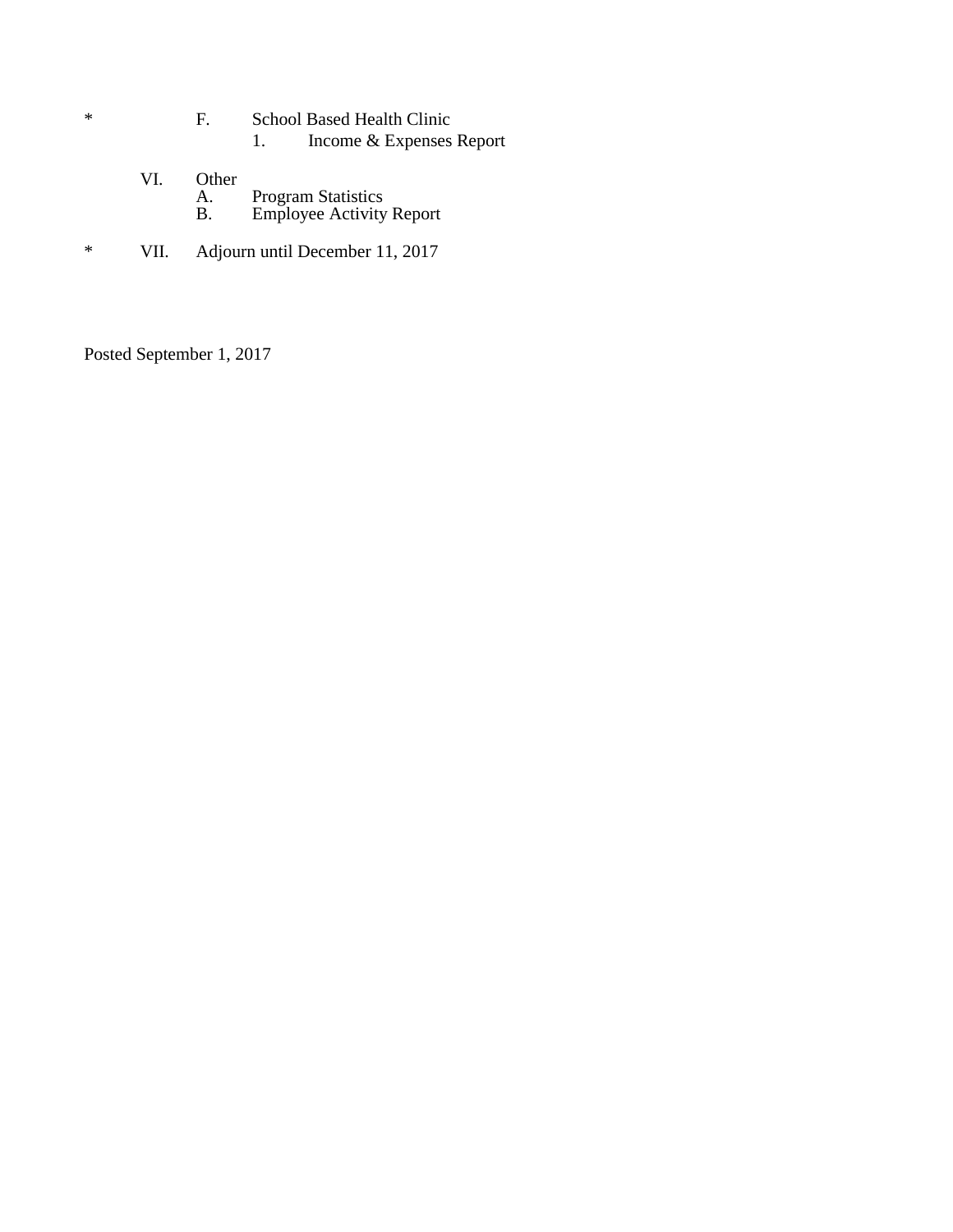\* F. School Based Health Clinic
1. Income & Expenses Report

VI. Other
A. Program Statistics
B. Employee Activity Report

\* VII. Adjourn until December 11, 2017

Posted September 1, 2017